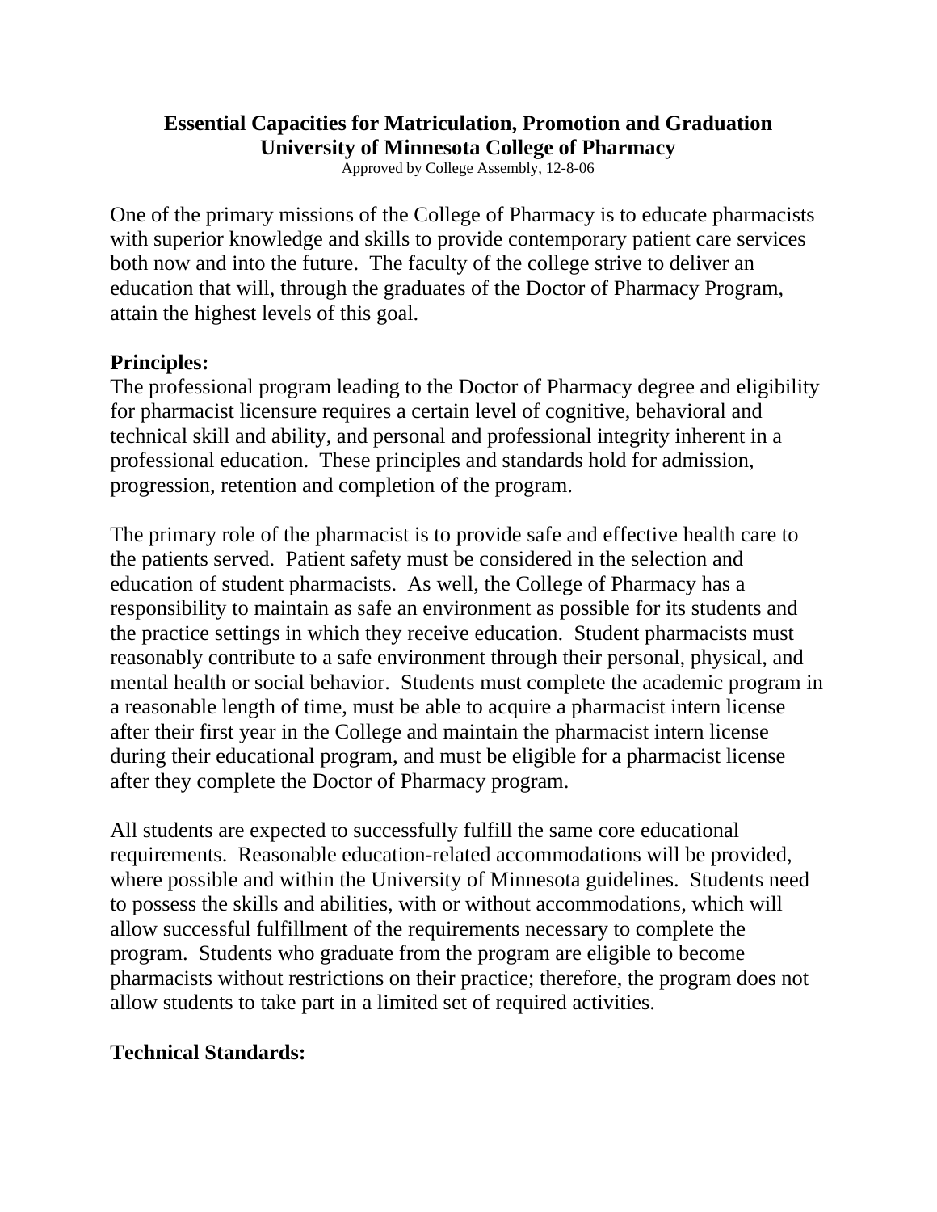**Essential Capacities for Matriculation, Promotion and Graduation**
**University of Minnesota College of Pharmacy**
Approved by College Assembly, 12-8-06

One of the primary missions of the College of Pharmacy is to educate pharmacists with superior knowledge and skills to provide contemporary patient care services both now and into the future. The faculty of the college strive to deliver an education that will, through the graduates of the Doctor of Pharmacy Program, attain the highest levels of this goal.

## Principles:

The professional program leading to the Doctor of Pharmacy degree and eligibility for pharmacist licensure requires a certain level of cognitive, behavioral and technical skill and ability, and personal and professional integrity inherent in a professional education. These principles and standards hold for admission, progression, retention and completion of the program.

The primary role of the pharmacist is to provide safe and effective health care to the patients served. Patient safety must be considered in the selection and education of student pharmacists. As well, the College of Pharmacy has a responsibility to maintain as safe an environment as possible for its students and the practice settings in which they receive education. Student pharmacists must reasonably contribute to a safe environment through their personal, physical, and mental health or social behavior. Students must complete the academic program in a reasonable length of time, must be able to acquire a pharmacist intern license after their first year in the College and maintain the pharmacist intern license during their educational program, and must be eligible for a pharmacist license after they complete the Doctor of Pharmacy program.

All students are expected to successfully fulfill the same core educational requirements. Reasonable education-related accommodations will be provided, where possible and within the University of Minnesota guidelines. Students need to possess the skills and abilities, with or without accommodations, which will allow successful fulfillment of the requirements necessary to complete the program. Students who graduate from the program are eligible to become pharmacists without restrictions on their practice; therefore, the program does not allow students to take part in a limited set of required activities.

## Technical Standards: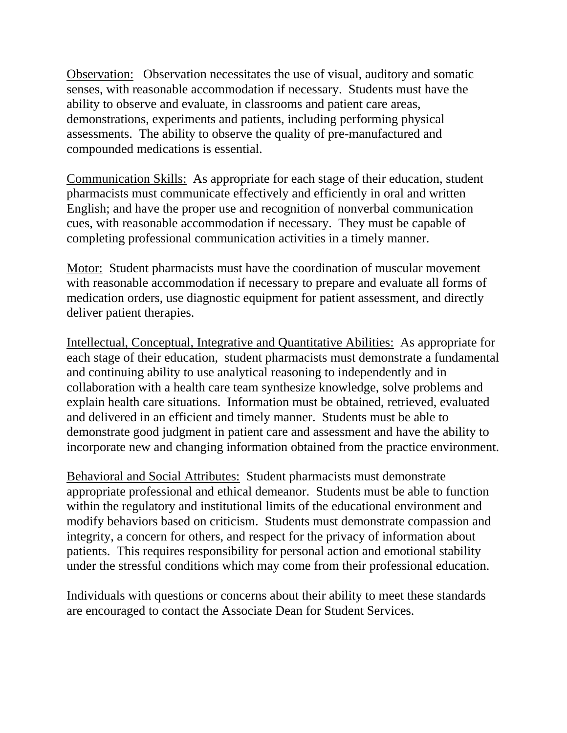<u>Observation:</u> Observation necessitates the use of visual, auditory and somatic senses, with reasonable accommodation if necessary. Students must have the ability to observe and evaluate, in classrooms and patient care areas, demonstrations, experiments and patients, including performing physical assessments. The ability to observe the quality of pre-manufactured and compounded medications is essential.

<u>Communication Skills:</u> As appropriate for each stage of their education, student pharmacists must communicate effectively and efficiently in oral and written English; and have the proper use and recognition of nonverbal communication cues, with reasonable accommodation if necessary. They must be capable of completing professional communication activities in a timely manner.

<u>Motor:</u> Student pharmacists must have the coordination of muscular movement with reasonable accommodation if necessary to prepare and evaluate all forms of medication orders, use diagnostic equipment for patient assessment, and directly deliver patient therapies.

<u>Intellectual, Conceptual, Integrative and Quantitative Abilities:</u> As appropriate for each stage of their education, student pharmacists must demonstrate a fundamental and continuing ability to use analytical reasoning to independently and in collaboration with a health care team synthesize knowledge, solve problems and explain health care situations. Information must be obtained, retrieved, evaluated and delivered in an efficient and timely manner. Students must be able to demonstrate good judgment in patient care and assessment and have the ability to incorporate new and changing information obtained from the practice environment.

<u>Behavioral and Social Attributes:</u> Student pharmacists must demonstrate appropriate professional and ethical demeanor. Students must be able to function within the regulatory and institutional limits of the educational environment and modify behaviors based on criticism. Students must demonstrate compassion and integrity, a concern for others, and respect for the privacy of information about patients. This requires responsibility for personal action and emotional stability under the stressful conditions which may come from their professional education.

Individuals with questions or concerns about their ability to meet these standards are encouraged to contact the Associate Dean for Student Services.